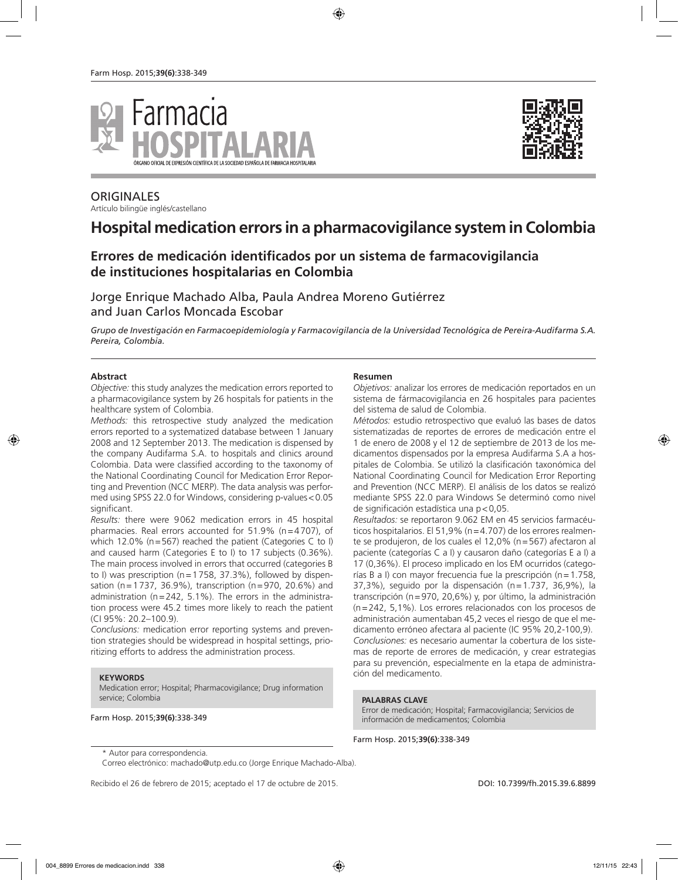ORIGINALES

Artículo bilingüe inglés/castellano

# Hospital medication errors in a pharmacovigilance system in Colombia

## Errores de medicación identificados por un sistema de farmacovigilancia de instituciones hospitalarias en Colombia

Jorge Enrique Machado Alba, Paula Andrea Moreno Gutiérrez and Juan Carlos Moncada Escobar

*Grupo de Investigación en Farmacoepidemiología y Farmacovigilancia de la Universidad Tecnológica de Pereira-Audifarma S.A. Pereira, Colombia.*

### Abstract

*Objective:* this study analyzes the medication errors reported to a pharmacovigilance system by 26 hospitals for patients in the healthcare system of Colombia.

*Methods:* this retrospective study analyzed the medication errors reported to a systematized database between 1 January 2008 and 12 September 2013. The medication is dispensed by the company Audifarma S.A. to hospitals and clinics around Colombia. Data were classified according to the taxonomy of the National Coordinating Council for Medication Error Reporting and Prevention (NCC MERP). The data analysis was performed using SPSS 22.0 for Windows, considering p-values < 0.05 significant.

*Results:* there were 9062 medication errors in 45 hospital pharmacies. Real errors accounted for 51.9% (n = 4707), of which 12.0% (n = 567) reached the patient (Categories C to I) and caused harm (Categories E to I) to 17 subjects (0.36%). The main process involved in errors that occurred (categories B to I) was prescription (n = 1758, 37.3%), followed by dispensation (n = 1737, 36.9%), transcription (n = 970, 20.6%) and administration (n = 242, 5.1%). The errors in the administration process were 45.2 times more likely to reach the patient (CI 95%: 20.2–100.9).

*Conclusions:* medication error reporting systems and prevention strategies should be widespread in hospital settings, prioritizing efforts to address the administration process.

**KEYWORDS**

Medication error; Hospital; Pharmacovigilance; Drug information service; Colombia

### Resumen

*Objetivos:* analizar los errores de medicación reportados en un sistema de fármacovigilancia en 26 hospitales para pacientes del sistema de salud de Colombia.

*Métodos:* estudio retrospectivo que evaluó las bases de datos sistematizadas de reportes de errores de medicación entre el 1 de enero de 2008 y el 12 de septiembre de 2013 de los medicamentos dispensados por la empresa Audifarma S.A a hospitales de Colombia. Se utilizó la clasificación taxonómica del National Coordinating Council for Medication Error Reporting and Prevention (NCC MERP). El análisis de los datos se realizó mediante SPSS 22.0 para Windows Se determinó como nivel de significación estadística una p < 0,05.

*Resultados:* se reportaron 9.062 EM en 45 servicios farmacéuticos hospitalarios. El 51,9% (n = 4.707) de los errores realmente se produjeron, de los cuales el 12,0% (n = 567) afectaron al paciente (categorías C a I) y causaron daño (categorías E a I) a 17 (0,36%). El proceso implicado en los EM ocurridos (categorías B a I) con mayor frecuencia fue la prescripción (n = 1.758, 37,3%), seguido por la dispensación (n = 1.737, 36,9%), la transcripción (n = 970, 20,6%) y, por último, la administración (n = 242, 5,1%). Los errores relacionados con los procesos de administración aumentaban 45,2 veces el riesgo de que el medicamento erróneo afectara al paciente (IC 95% 20,2-100,9).

*Conclusiones:* es necesario aumentar la cobertura de los sistemas de reporte de errores de medicación, y crear estrategias para su prevención, especialmente en la etapa de administración del medicamento.

**PALABRAS CLAVE**

Error de medicación; Hospital; Farmacovigilancia; Servicios de información de medicamentos; Colombia

\* Autor para correspondencia.

Correo electrónico: machado@utp.edu.co (Jorge Enrique Machado-Alba).

Recibido el 26 de febrero de 2015; aceptado el 17 de octubre de 2015.

DOI: 10.7399/fh.2015.39.6.8899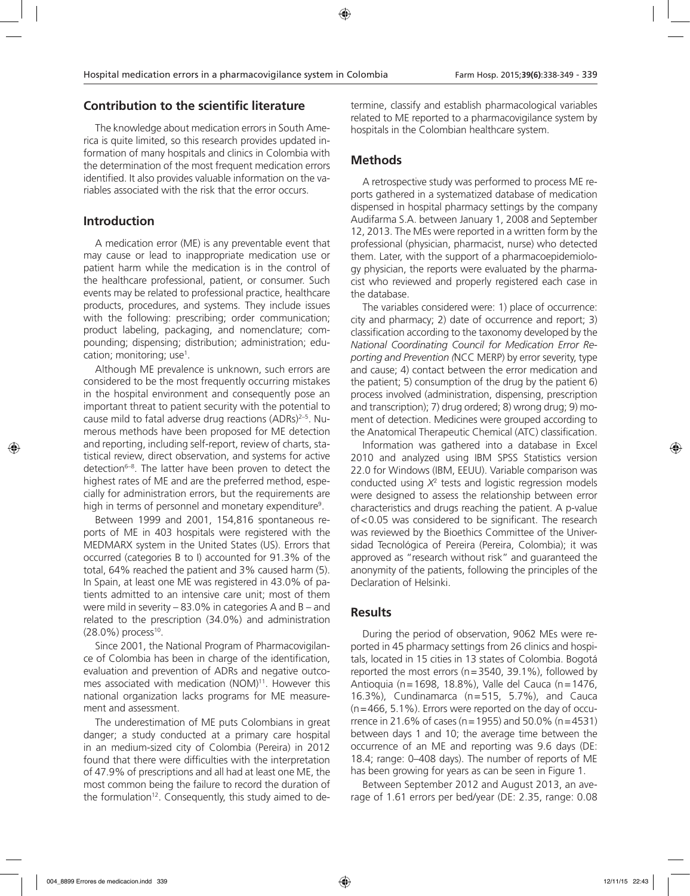## Contribution to the scientific literature

The knowledge about medication errors in South America is quite limited, so this research provides updated information of many hospitals and clinics in Colombia with the determination of the most frequent medication errors identified. It also provides valuable information on the variables associated with the risk that the error occurs.

## Introduction

A medication error (ME) is any preventable event that may cause or lead to inappropriate medication use or patient harm while the medication is in the control of the healthcare professional, patient, or consumer. Such events may be related to professional practice, healthcare products, procedures, and systems. They include issues with the following: prescribing; order communication; product labeling, packaging, and nomenclature; compounding; dispensing; distribution; administration; education; monitoring; use[1].

Although ME prevalence is unknown, such errors are considered to be the most frequently occurring mistakes in the hospital environment and consequently pose an important threat to patient security with the potential to cause mild to fatal adverse drug reactions (ADRs)[2–5]. Numerous methods have been proposed for ME detection and reporting, including self-report, review of charts, statistical review, direct observation, and systems for active detection[6–8]. The latter have been proven to detect the highest rates of ME and are the preferred method, especially for administration errors, but the requirements are high in terms of personnel and monetary expenditure[9].

Between 1999 and 2001, 154,816 spontaneous reports of ME in 403 hospitals were registered with the MEDMARX system in the United States (US). Errors that occurred (categories B to I) accounted for 91.3% of the total, 64% reached the patient and 3% caused harm (5). In Spain, at least one ME was registered in 43.0% of patients admitted to an intensive care unit; most of them were mild in severity – 83.0% in categories A and B – and related to the prescription (34.0%) and administration (28.0%) process[10].

Since 2001, the National Program of Pharmacovigilance of Colombia has been in charge of the identification, evaluation and prevention of ADRs and negative outcomes associated with medication (NOM)[11]. However this national organization lacks programs for ME measurement and assessment.

The underestimation of ME puts Colombians in great danger; a study conducted at a primary care hospital in an medium-sized city of Colombia (Pereira) in 2012 found that there were difficulties with the interpretation of 47.9% of prescriptions and all had at least one ME, the most common being the failure to record the duration of the formulation[12]. Consequently, this study aimed to determine, classify and establish pharmacological variables related to ME reported to a pharmacovigilance system by hospitals in the Colombian healthcare system.

## Methods

A retrospective study was performed to process ME reports gathered in a systematized database of medication dispensed in hospital pharmacy settings by the company Audifarma S.A. between January 1, 2008 and September 12, 2013. The MEs were reported in a written form by the professional (physician, pharmacist, nurse) who detected them. Later, with the support of a pharmacoepidemiology physician, the reports were evaluated by the pharmacist who reviewed and properly registered each case in the database.

The variables considered were: 1) place of occurrence: city and pharmacy; 2) date of occurrence and report; 3) classification according to the taxonomy developed by the *National Coordinating Council for Medication Error Reporting and Prevention (*NCC MERP) by error severity, type and cause; 4) contact between the error medication and the patient; 5) consumption of the drug by the patient 6) process involved (administration, dispensing, prescription and transcription); 7) drug ordered; 8) wrong drug; 9) moment of detection. Medicines were grouped according to the Anatomical Therapeutic Chemical (ATC) classification.

Information was gathered into a database in Excel 2010 and analyzed using IBM SPSS Statistics version 22.0 for Windows (IBM, EEUU). Variable comparison was conducted using $X^2$ tests and logistic regression models were designed to assess the relationship between error characteristics and drugs reaching the patient. A p-value of<0.05 was considered to be significant. The research was reviewed by the Bioethics Committee of the Universidad Tecnológica of Pereira (Pereira, Colombia); it was approved as "research without risk" and guaranteed the anonymity of the patients, following the principles of the Declaration of Helsinki.

## Results

During the period of observation, 9062 MEs were reported in 45 pharmacy settings from 26 clinics and hospitals, located in 15 cities in 13 states of Colombia. Bogotá reported the most errors (n=3540, 39.1%), followed by Antioquia (n=1698, 18.8%), Valle del Cauca (n=1476, 16.3%), Cundinamarca (n=515, 5.7%), and Cauca (n=466, 5.1%). Errors were reported on the day of occurrence in 21.6% of cases (n=1955) and 50.0% (n=4531) between days 1 and 10; the average time between the occurrence of an ME and reporting was 9.6 days (DE: 18.4; range: 0–408 days). The number of reports of ME has been growing for years as can be seen in Figure 1.

Between September 2012 and August 2013, an average of 1.61 errors per bed/year (DE: 2.35, range: 0.08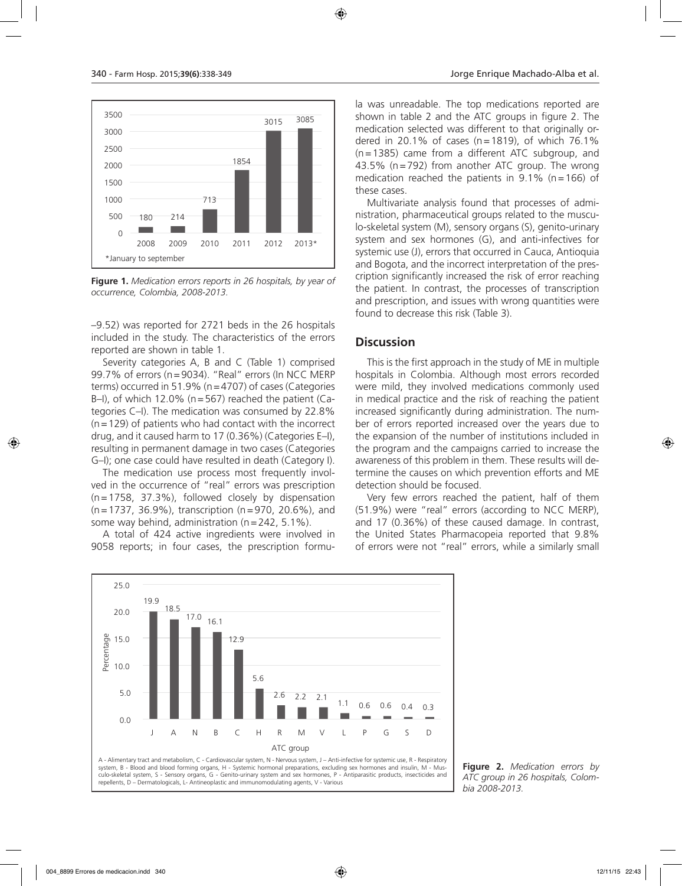Figure 1. *Medication errors reports in 26 hospitals, by year of occurrence, Colombia, 2008-2013.*

| Year | Reports |
|---|---|
| 2008 | 180 |
| 2009 | 214 |
| 2010 | 713 |
| 2011 | 1854 |
| 2012 | 3015 |
| 2013* | 3085 |

*January to september

–9.52) was reported for 2721 beds in the 26 hospitals included in the study. The characteristics of the errors reported are shown in table 1.

Severity categories A, B and C (Table 1) comprised 99.7% of errors (n=9034). "Real" errors (In NCC MERP terms) occurred in 51.9% (n=4707) of cases (Categories B–I), of which 12.0% (n=567) reached the patient (Categories C–I). The medication was consumed by 22.8% (n=129) of patients who had contact with the incorrect drug, and it caused harm to 17 (0.36%) (Categories E–I), resulting in permanent damage in two cases (Categories G–I); one case could have resulted in death (Category I).

The medication use process most frequently involved in the occurrence of "real" errors was prescription (n=1758, 37.3%), followed closely by dispensation (n=1737, 36.9%), transcription (n=970, 20.6%), and some way behind, administration (n=242, 5.1%).

A total of 424 active ingredients were involved in 9058 reports; in four cases, the prescription formula was unreadable. The top medications reported are shown in table 2 and the ATC groups in figure 2. The medication selected was different to that originally ordered in 20.1% of cases (n=1819), of which 76.1% (n=1385) came from a different ATC subgroup, and 43.5% (n=792) from another ATC group. The wrong medication reached the patients in 9.1% (n=166) of these cases.

Multivariate analysis found that processes of administration, pharmaceutical groups related to the musculo-skeletal system (M), sensory organs (S), genito-urinary system and sex hormones (G), and anti-infectives for systemic use (J), errors that occurred in Cauca, Antioquia and Bogota, and the incorrect interpretation of the prescription significantly increased the risk of error reaching the patient. In contrast, the processes of transcription and prescription, and issues with wrong quantities were found to decrease this risk (Table 3).

## Discussion

This is the first approach in the study of ME in multiple hospitals in Colombia. Although most errors recorded were mild, they involved medications commonly used in medical practice and the risk of reaching the patient increased significantly during administration. The number of errors reported increased over the years due to the expansion of the number of institutions included in the program and the campaigns carried to increase the awareness of this problem in them. These results will determine the causes on which prevention efforts and ME detection should be focused.

Very few errors reached the patient, half of them (51.9%) were "real" errors (according to NCC MERP), and 17 (0.36%) of these caused damage. In contrast, the United States Pharmacopeia reported that 9.8% of errors were not "real" errors, while a similarly small

| ATC group | Percentage |
|---|---|
| J | 19.9 |
| A | 18.5 |
| N | 17.0 |
| B | 16.1 |
| C | 12.9 |
| H | 5.6 |
| R | 2.6 |
| M | 2.2 |
| V | 2.1 |
| L | 1.1 |
| P | 0.6 |
| G | 0.6 |
| S | 0.4 |
| D | 0.3 |

A - Alimentary tract and metabolism, C - Cardiovascular system, N - Nervous system, J – Anti-infective for systemic use, R - Respiratory system, B - Blood and blood forming organs, H - Systemic hormonal preparations, excluding sex hormones and insulin, M - Musculo-skeletal system, S - Sensory organs, G - Genito-urinary system and sex hormones, P - Antiparasitic products, insecticides and repellents, D – Dermatologicals, L- Antineoplastic and immunomodulating agents, V - Various

Figure 2. *Medication errors by ATC group in 26 hospitals, Colombia 2008-2013.*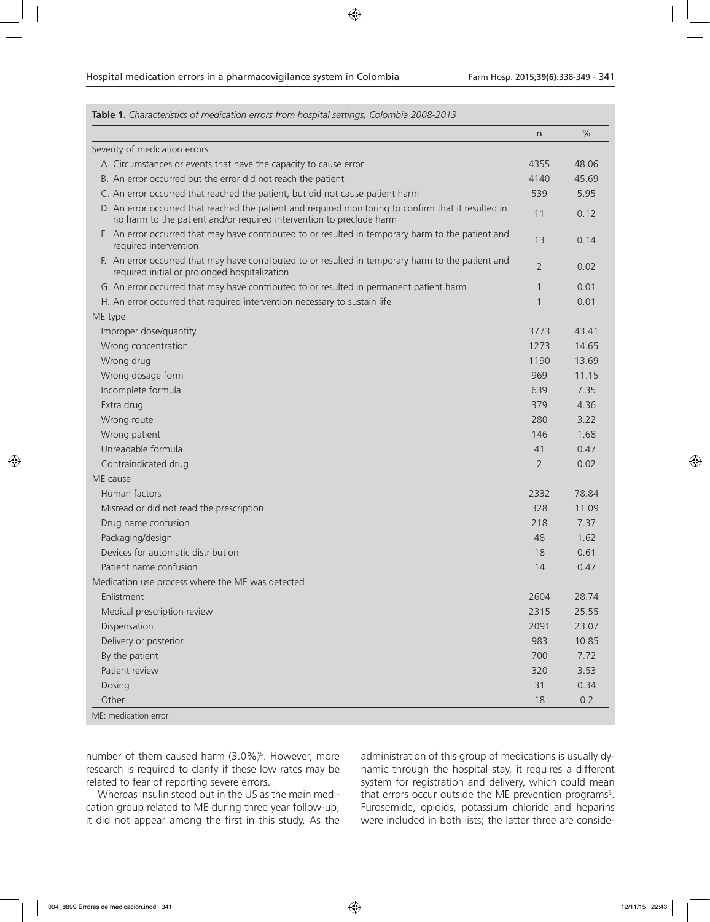**Table 1.** *Characteristics of medication errors from hospital settings, Colombia 2008-2013*

| | n | % |
|---|---|---|
| Severity of medication errors | | |
| A. Circumstances or events that have the capacity to cause error | 4355 | 48.06 |
| B. An error occurred but the error did not reach the patient | 4140 | 45.69 |
| C. An error occurred that reached the patient, but did not cause patient harm | 539 | 5.95 |
| D. An error occurred that reached the patient and required monitoring to confirm that it resulted in no harm to the patient and/or required intervention to preclude harm | 11 | 0.12 |
| E. An error occurred that may have contributed to or resulted in temporary harm to the patient and required intervention | 13 | 0.14 |
| F. An error occurred that may have contributed to or resulted in temporary harm to the patient and required initial or prolonged hospitalization | 2 | 0.02 |
| G. An error occurred that may have contributed to or resulted in permanent patient harm | 1 | 0.01 |
| H. An error occurred that required intervention necessary to sustain life | 1 | 0.01 |
| ME type | | |
| Improper dose/quantity | 3773 | 43.41 |
| Wrong concentration | 1273 | 14.65 |
| Wrong drug | 1190 | 13.69 |
| Wrong dosage form | 969 | 11.15 |
| Incomplete formula | 639 | 7.35 |
| Extra drug | 379 | 4.36 |
| Wrong route | 280 | 3.22 |
| Wrong patient | 146 | 1.68 |
| Unreadable formula | 41 | 0.47 |
| Contraindicated drug | 2 | 0.02 |
| ME cause | | |
| Human factors | 2332 | 78.84 |
| Misread or did not read the prescription | 328 | 11.09 |
| Drug name confusion | 218 | 7.37 |
| Packaging/design | 48 | 1.62 |
| Devices for automatic distribution | 18 | 0.61 |
| Patient name confusion | 14 | 0.47 |
| Medication use process where the ME was detected | | |
| Enlistment | 2604 | 28.74 |
| Medical prescription review | 2315 | 25.55 |
| Dispensation | 2091 | 23.07 |
| Delivery or posterior | 983 | 10.85 |
| By the patient | 700 | 7.72 |
| Patient review | 320 | 3.53 |
| Dosing | 31 | 0.34 |
| Other | 18 | 0.2 |

ME: medication error

number of them caused harm (3.0%)[5]. However, more research is required to clarify if these low rates may be related to fear of reporting severe errors.

Whereas insulin stood out in the US as the main medication group related to ME during three year follow-up, it did not appear among the first in this study. As the administration of this group of medications is usually dynamic through the hospital stay, it requires a different system for registration and delivery, which could mean that errors occur outside the ME prevention programs[5]. Furosemide, opioids, potassium chloride and heparins were included in both lists; the latter three are conside-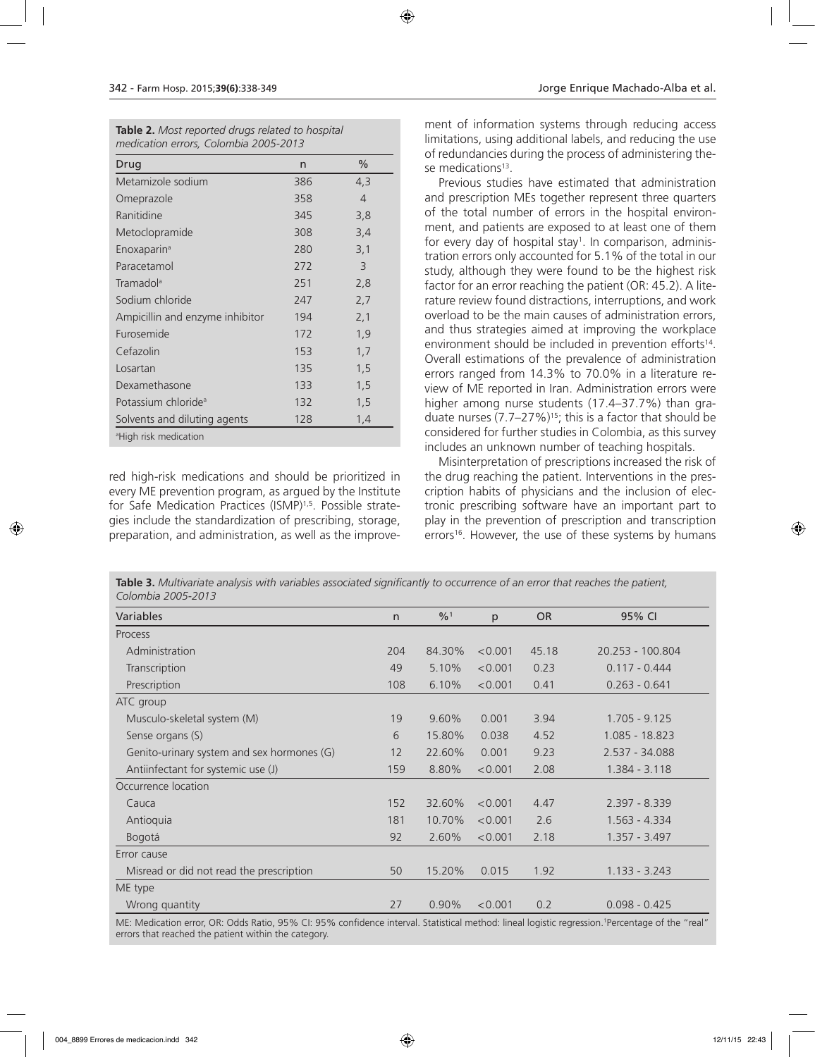**Table 2.** *Most reported drugs related to hospital medication errors, Colombia 2005-2013*

| Drug | n | % |
|---|---|---|
| Metamizole sodium | 386 | 4,3 |
| Omeprazole | 358 | 4 |
| Ranitidine | 345 | 3,8 |
| Metoclopramide | 308 | 3,4 |
| Enoxaparin[a] | 280 | 3,1 |
| Paracetamol | 272 | 3 |
| Tramadol[a] | 251 | 2,8 |
| Sodium chloride | 247 | 2,7 |
| Ampicillin and enzyme inhibitor | 194 | 2,1 |
| Furosemide | 172 | 1,9 |
| Cefazolin | 153 | 1,7 |
| Losartan | 135 | 1,5 |
| Dexamethasone | 133 | 1,5 |
| Potassium chloride[a] | 132 | 1,5 |
| Solvents and diluting agents | 128 | 1,4 |

[a]High risk medication

red high-risk medications and should be prioritized in every ME prevention program, as argued by the Institute for Safe Medication Practices (ISMP)[1,5]. Possible strategies include the standardization of prescribing, storage, preparation, and administration, as well as the improvement of information systems through reducing access limitations, using additional labels, and reducing the use of redundancies during the process of administering these medications[13].

Previous studies have estimated that administration and prescription MEs together represent three quarters of the total number of errors in the hospital environment, and patients are exposed to at least one of them for every day of hospital stay[1]. In comparison, administration errors only accounted for 5.1% of the total in our study, although they were found to be the highest risk factor for an error reaching the patient (OR: 45.2). A literature review found distractions, interruptions, and work overload to be the main causes of administration errors, and thus strategies aimed at improving the workplace environment should be included in prevention efforts[14]. Overall estimations of the prevalence of administration errors ranged from 14.3% to 70.0% in a literature review of ME reported in Iran. Administration errors were higher among nurse students (17.4–37.7%) than graduate nurses (7.7–27%)[15]; this is a factor that should be considered for further studies in Colombia, as this survey includes an unknown number of teaching hospitals.

Misinterpretation of prescriptions increased the risk of the drug reaching the patient. Interventions in the prescription habits of physicians and the inclusion of electronic prescribing software have an important part to play in the prevention of prescription and transcription errors[16]. However, the use of these systems by humans

**Table 3.** *Multivariate analysis with variables associated significantly to occurrence of an error that reaches the patient, Colombia 2005-2013*

| Variables | n | %[1] | p | OR | 95% CI |
|---|---|---|---|---|---|
| Process | | | | | |
| Administration | 204 | 84.30% | <0.001 | 45.18 | 20.253 - 100.804 |
| Transcription | 49 | 5.10% | <0.001 | 0.23 | 0.117 - 0.444 |
| Prescription | 108 | 6.10% | <0.001 | 0.41 | 0.263 - 0.641 |
| ATC group | | | | | |
| Musculo-skeletal system (M) | 19 | 9.60% | 0.001 | 3.94 | 1.705 - 9.125 |
| Sense organs (S) | 6 | 15.80% | 0.038 | 4.52 | 1.085 - 18.823 |
| Genito-urinary system and sex hormones (G) | 12 | 22.60% | 0.001 | 9.23 | 2.537 - 34.088 |
| Antiinfectant for systemic use (J) | 159 | 8.80% | <0.001 | 2.08 | 1.384 - 3.118 |
| Occurrence location | | | | | |
| Cauca | 152 | 32.60% | <0.001 | 4.47 | 2.397 - 8.339 |
| Antioquia | 181 | 10.70% | <0.001 | 2.6 | 1.563 - 4.334 |
| Bogotá | 92 | 2.60% | <0.001 | 2.18 | 1.357 - 3.497 |
| Error cause | | | | | |
| Misread or did not read the prescription | 50 | 15.20% | 0.015 | 1.92 | 1.133 - 3.243 |
| ME type | | | | | |
| Wrong quantity | 27 | 0.90% | <0.001 | 0.2 | 0.098 - 0.425 |

ME: Medication error, OR: Odds Ratio, 95% CI: 95% confidence interval. Statistical method: lineal logistic regression.[1]Percentage of the "real" errors that reached the patient within the category.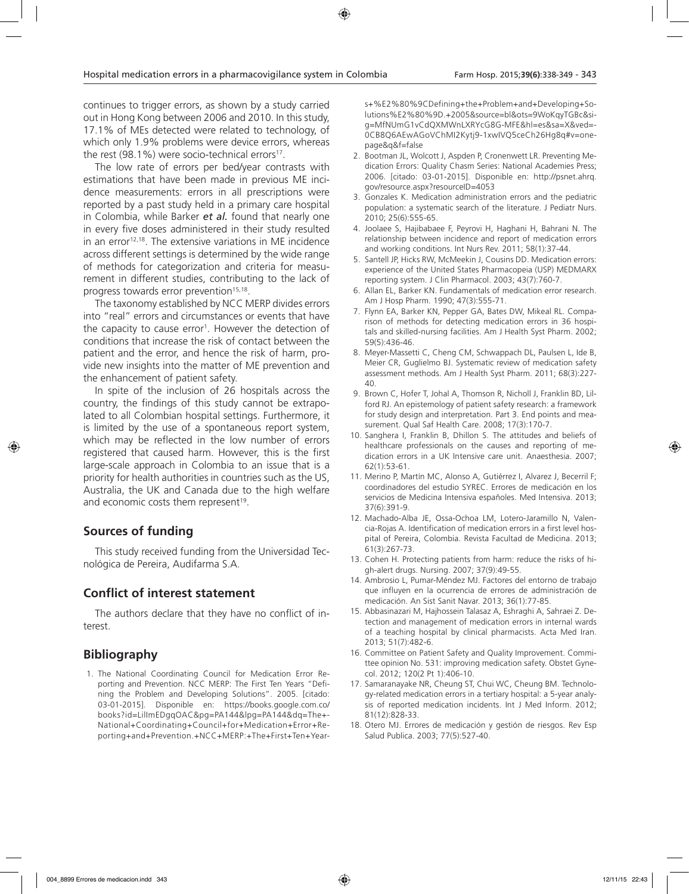continues to trigger errors, as shown by a study carried out in Hong Kong between 2006 and 2010. In this study, 17.1% of MEs detected were related to technology, of which only 1.9% problems were device errors, whereas the rest (98.1%) were socio-technical errors[17].

The low rate of errors per bed/year contrasts with estimations that have been made in previous ME incidence measurements: errors in all prescriptions were reported by a past study held in a primary care hospital in Colombia, while Barker *et al.* found that nearly one in every five doses administered in their study resulted in an error[12,18]. The extensive variations in ME incidence across different settings is determined by the wide range of methods for categorization and criteria for measurement in different studies, contributing to the lack of progress towards error prevention[15,18].

The taxonomy established by NCC MERP divides errors into "real" errors and circumstances or events that have the capacity to cause error[1]. However the detection of conditions that increase the risk of contact between the patient and the error, and hence the risk of harm, provide new insights into the matter of ME prevention and the enhancement of patient safety.

In spite of the inclusion of 26 hospitals across the country, the findings of this study cannot be extrapolated to all Colombian hospital settings. Furthermore, it is limited by the use of a spontaneous report system, which may be reflected in the low number of errors registered that caused harm. However, this is the first large-scale approach in Colombia to an issue that is a priority for health authorities in countries such as the US, Australia, the UK and Canada due to the high welfare and economic costs them represent[19].

## Sources of funding

This study received funding from the Universidad Tecnológica de Pereira, Audifarma S.A.

## Conflict of interest statement

The authors declare that they have no conflict of interest.

## Bibliography

1. The National Coordinating Council for Medication Error Reporting and Prevention. NCC MERP: The First Ten Years "Defining the Problem and Developing Solutions". 2005. [citado: 03-01-2015]. Disponible en: https://books.google.com.co/books?id=LilmEDgqOAC&pg=PA144&lpg=PA144&dq=The+-National+Coordinating+Council+for+Medication+Error+Reporting+and+Prevention.+NCC+MERP:+The+First+Ten+Years+%E2%80%9CDefining+the+Problem+and+Developing+Solutions%E2%80%9D.+2005&source=bl&ots=9WoKqyTGBc&sig=MfNUmG1vCdQXMWnLXRYcG8G-MFE&hl=es&sa=X&ved=-0CB8Q6AEwAGoVChMI2Kytj9-1xwIVQ5ceCh26Hg8q#v=onepage&q&f=false
2. Bootman JL, Wolcott J, Aspden P, Cronenwett LR. Preventing Medication Errors: Quality Chasm Series: National Academies Press; 2006. [citado: 03-01-2015]. Disponible en: http://psnet.ahrq.gov/resource.aspx?resourceID=4053
3. Gonzales K. Medication administration errors and the pediatric population: a systematic search of the literature. J Pediatr Nurs. 2010; 25(6):555-65.
4. Joolaee S, Hajibabaee F, Peyrovi H, Haghani H, Bahrani N. The relationship between incidence and report of medication errors and working conditions. Int Nurs Rev. 2011; 58(1):37-44.
5. Santell JP, Hicks RW, McMeekin J, Cousins DD. Medication errors: experience of the United States Pharmacopeia (USP) MEDMARX reporting system. J Clin Pharmacol. 2003; 43(7):760-7.
6. Allan EL, Barker KN. Fundamentals of medication error research. Am J Hosp Pharm. 1990; 47(3):555-71.
7. Flynn EA, Barker KN, Pepper GA, Bates DW, Mikeal RL. Comparison of methods for detecting medication errors in 36 hospitals and skilled-nursing facilities. Am J Health Syst Pharm. 2002; 59(5):436-46.
8. Meyer-Massetti C, Cheng CM, Schwappach DL, Paulsen L, Ide B, Meier CR, Guglielmo BJ. Systematic review of medication safety assessment methods. Am J Health Syst Pharm. 2011; 68(3):227-40.
9. Brown C, Hofer T, Johal A, Thomson R, Nicholl J, Franklin BD, Lilford RJ. An epistemology of patient safety research: a framework for study design and interpretation. Part 3. End points and measurement. Qual Saf Health Care. 2008; 17(3):170-7.
10. Sanghera I, Franklin B, Dhillon S. The attitudes and beliefs of healthcare professionals on the causes and reporting of medication errors in a UK Intensive care unit. Anaesthesia. 2007; 62(1):53-61.
11. Merino P, Martín MC, Alonso A, Gutiérrez I, Alvarez J, Becerril F; coordinadores del estudio SYREC. Errores de medicación en los servicios de Medicina Intensiva españoles. Med Intensiva. 2013; 37(6):391-9.
12. Machado-Alba JE, Ossa-Ochoa LM, Lotero-Jaramillo N, Valencia-Rojas A. Identification of medication errors in a first level hospital of Pereira, Colombia. Revista Facultad de Medicina. 2013; 61(3):267-73.
13. Cohen H. Protecting patients from harm: reduce the risks of high-alert drugs. Nursing. 2007; 37(9):49-55.
14. Ambrosio L, Pumar-Méndez MJ. Factores del entorno de trabajo que influyen en la ocurrencia de errores de administración de medicación. An Sist Sanit Navar. 2013; 36(1):77-85.
15. Abbasinazari M, Hajhossein Talasaz A, Eshraghi A, Sahraei Z. Detection and management of medication errors in internal wards of a teaching hospital by clinical pharmacists. Acta Med Iran. 2013; 51(7):482-6.
16. Committee on Patient Safety and Quality Improvement. Committee opinion No. 531: improving medication safety. Obstet Gynecol. 2012; 120(2 Pt 1):406-10.
17. Samaranayake NR, Cheung ST, Chui WC, Cheung BM. Technology-related medication errors in a tertiary hospital: a 5-year analysis of reported medication incidents. Int J Med Inform. 2012; 81(12):828-33.
18. Otero MJ. Errores de medicación y gestión de riesgos. Rev Esp Salud Publica. 2003; 77(5):527-40.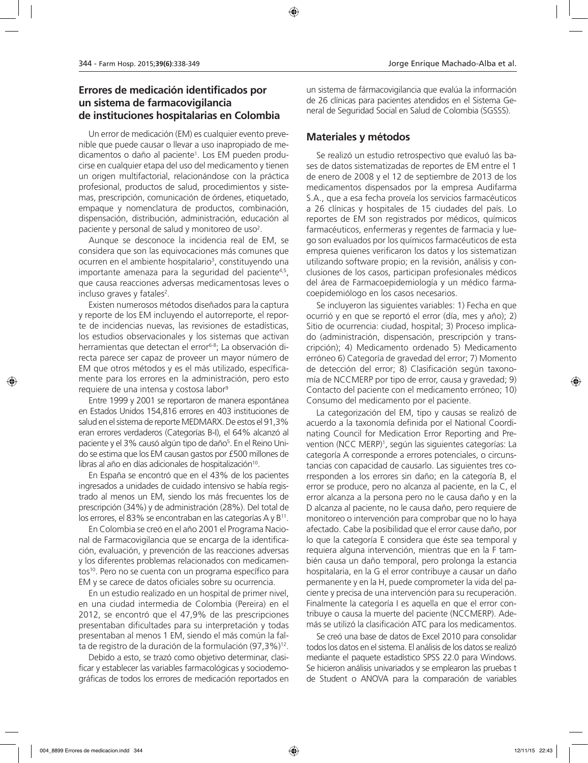## Errores de medicación identificados por un sistema de farmacovigilancia de instituciones hospitalarias en Colombia

Un error de medicación (EM) es cualquier evento prevenible que puede causar o llevar a uso inapropiado de medicamentos o daño al paciente[1]. Los EM pueden producirse en cualquier etapa del uso del medicamento y tienen un origen multifactorial, relacionándose con la práctica profesional, productos de salud, procedimientos y sistemas, prescripción, comunicación de órdenes, etiquetado, empaque y nomenclatura de productos, combinación, dispensación, distribución, administración, educación al paciente y personal de salud y monitoreo de uso[2].

Aunque se desconoce la incidencia real de EM, se considera que son las equivocaciones más comunes que ocurren en el ambiente hospitalario[3], constituyendo una importante amenaza para la seguridad del paciente[4,5], que causa reacciones adversas medicamentosas leves o incluso graves y fatales[2].

Existen numerosos métodos diseñados para la captura y reporte de los EM incluyendo el autorreporte, el reporte de incidencias nuevas, las revisiones de estadísticas, los estudios observacionales y los sistemas que activan herramientas que detectan el error[6-8]; La observación directa parece ser capaz de proveer un mayor número de EM que otros métodos y es el más utilizado, específicamente para los errores en la administración, pero esto requiere de una intensa y costosa labor[9]

Entre 1999 y 2001 se reportaron de manera espontánea en Estados Unidos 154,816 errores en 403 instituciones de salud en el sistema de reporte MEDMARX. De estos el 91,3% eran errores verdaderos (Categorías B-I), el 64% alcanzó al paciente y el 3% causó algún tipo de daño[5]. En el Reino Unido se estima que los EM causan gastos por £500 millones de libras al año en días adicionales de hospitalización[10].

En España se encontró que en el 43% de los pacientes ingresados a unidades de cuidado intensivo se había registrado al menos un EM, siendo los más frecuentes los de prescripción (34%) y de administración (28%). Del total de los errores, el 83% se encontraban en las categorías A y B[11].

En Colombia se creó en el año 2001 el Programa Nacional de Farmacovigilancia que se encarga de la identificación, evaluación, y prevención de las reacciones adversas y los diferentes problemas relacionados con medicamentos[10]. Pero no se cuenta con un programa específico para EM y se carece de datos oficiales sobre su ocurrencia.

En un estudio realizado en un hospital de primer nivel, en una ciudad intermedia de Colombia (Pereira) en el 2012, se encontró que el 47,9% de las prescripciones presentaban dificultades para su interpretación y todas presentaban al menos 1 EM, siendo el más común la falta de registro de la duración de la formulación (97,3%)[12].

Debido a esto, se trazó como objetivo determinar, clasificar y establecer las variables farmacológicas y sociodemográficas de todos los errores de medicación reportados en un sistema de fármacovigilancia que evalúa la información de 26 clínicas para pacientes atendidos en el Sistema General de Seguridad Social en Salud de Colombia (SGSSS).

## Materiales y métodos

Se realizó un estudio retrospectivo que evaluó las bases de datos sistematizadas de reportes de EM entre el 1 de enero de 2008 y el 12 de septiembre de 2013 de los medicamentos dispensados por la empresa Audifarma S.A., que a esa fecha proveía los servicios farmacéuticos a 26 clínicas y hospitales de 15 ciudades del país. Lo reportes de EM son registrados por médicos, químicos farmacéuticos, enfermeras y regentes de farmacia y luego son evaluados por los químicos farmacéuticos de esta empresa quienes verificaron los datos y los sistematizan utilizando software propio; en la revisión, análisis y conclusiones de los casos, participan profesionales médicos del área de Farmacoepidemiología y un médico farmacoepidemiólogo en los casos necesarios.

Se incluyeron las siguientes variables: 1) Fecha en que ocurrió y en que se reportó el error (día, mes y año); 2) Sitio de ocurrencia: ciudad, hospital; 3) Proceso implicado (administración, dispensación, prescripción y transcripción); 4) Medicamento ordenado 5) Medicamento erróneo 6) Categoría de gravedad del error; 7) Momento de detección del error; 8) Clasificación según taxonomía de NCCMERP por tipo de error, causa y gravedad; 9) Contacto del paciente con el medicamento erróneo; 10) Consumo del medicamento por el paciente.

La categorización del EM, tipo y causas se realizó de acuerdo a la taxonomía definida por el National Coordinating Council for Medication Error Reporting and Prevention (NCC MERP)[1], según las siguientes categorías: La categoría A corresponde a errores potenciales, o circunstancias con capacidad de causarlo. Las siguientes tres corresponden a los errores sin daño; en la categoría B, el error se produce, pero no alcanza al paciente, en la C, el error alcanza a la persona pero no le causa daño y en la D alcanza al paciente, no le causa daño, pero requiere de monitoreo o intervención para comprobar que no lo haya afectado. Cabe la posibilidad que el error cause daño, por lo que la categoría E considera que éste sea temporal y requiera alguna intervención, mientras que en la F también causa un daño temporal, pero prolonga la estancia hospitalaria, en la G el error contribuye a causar un daño permanente y en la H, puede comprometer la vida del paciente y precisa de una intervención para su recuperación. Finalmente la categoría I es aquella en que el error contribuye o causa la muerte del paciente (NCCMERP). Además se utilizó la clasificación ATC para los medicamentos.

Se creó una base de datos de Excel 2010 para consolidar todos los datos en el sistema. El análisis de los datos se realizó mediante el paquete estadístico SPSS 22.0 para Windows. Se hicieron análisis univariados y se emplearon las pruebas t de Student o ANOVA para la comparación de variables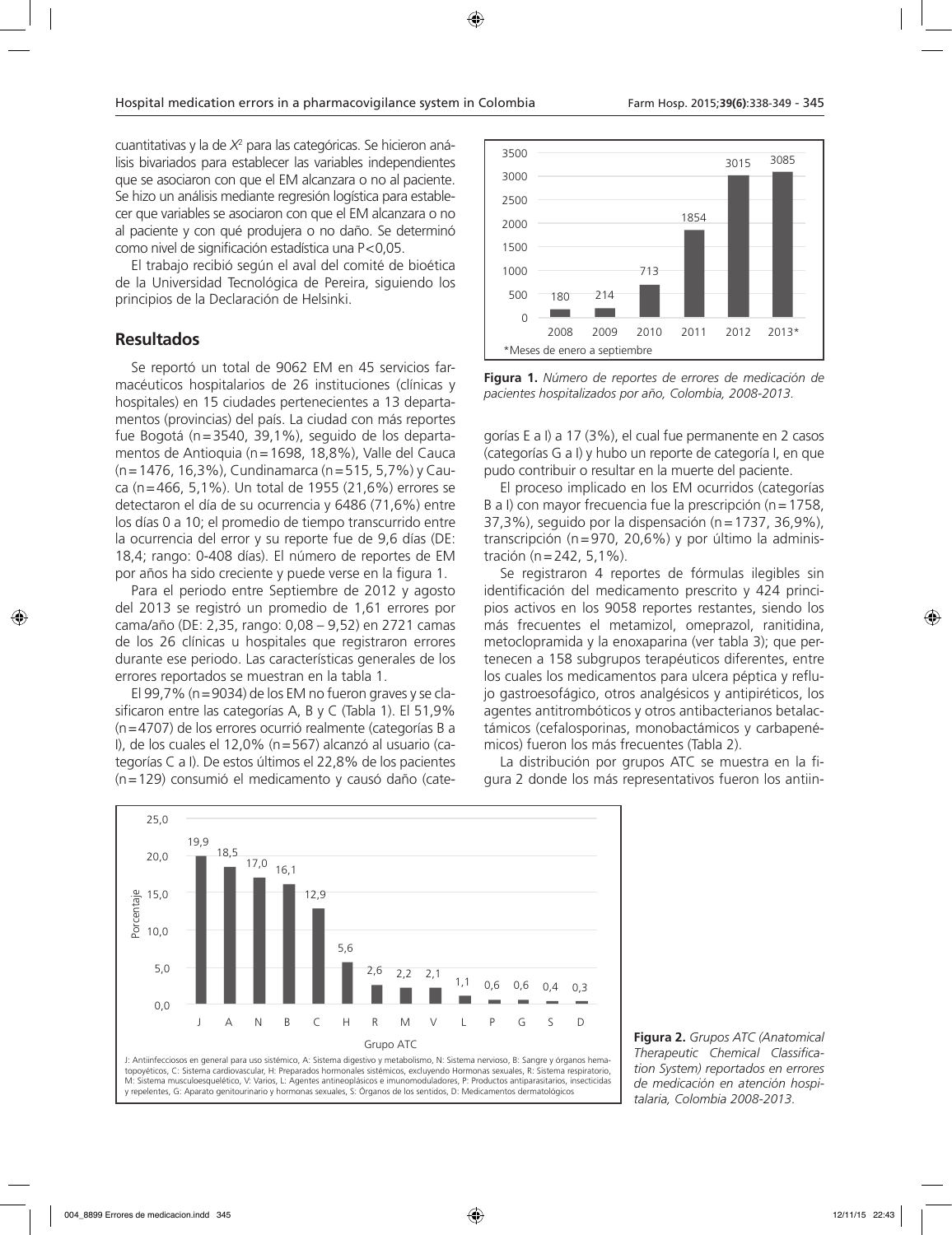cuantitativas y la de $X^2$ para las categóricas. Se hicieron análisis bivariados para establecer las variables independientes que se asociaron con que el EM alcanzara o no al paciente. Se hizo un análisis mediante regresión logística para establecer que variables se asociaron con que el EM alcanzara o no al paciente y con qué produjera o no daño. Se determinó como nivel de significación estadística una $P<0,05$.

El trabajo recibió según el aval del comité de bioética de la Universidad Tecnológica de Pereira, siguiendo los principios de la Declaración de Helsinki.

## Resultados

Se reportó un total de 9062 EM en 45 servicios farmacéuticos hospitalarios de 26 instituciones (clínicas y hospitales) en 15 ciudades pertenecientes a 13 departamentos (provincias) del país. La ciudad con más reportes fue Bogotá (n=3540, 39,1%), seguido de los departamentos de Antioquia (n=1698, 18,8%), Valle del Cauca (n=1476, 16,3%), Cundinamarca (n=515, 5,7%) y Cauca (n=466, 5,1%). Un total de 1955 (21,6%) errores se detectaron el día de su ocurrencia y 6486 (71,6%) entre los días 0 a 10; el promedio de tiempo transcurrido entre la ocurrencia del error y su reporte fue de 9,6 días (DE: 18,4; rango: 0-408 días). El número de reportes de EM por años ha sido creciente y puede verse en la figura 1.

Para el periodo entre Septiembre de 2012 y agosto del 2013 se registró un promedio de 1,61 errores por cama/año (DE: 2,35, rango: 0,08 – 9,52) en 2721 camas de los 26 clínicas u hospitales que registraron errores durante ese periodo. Las características generales de los errores reportados se muestran en la tabla 1.

El 99,7% (n=9034) de los EM no fueron graves y se clasificaron entre las categorías A, B y C (Tabla 1). El 51,9% (n=4707) de los errores ocurrió realmente (categorías B a I), de los cuales el 12,0% (n=567) alcanzó al usuario (categorías C a I). De estos últimos el 22,8% de los pacientes (n=129) consumió el medicamento y causó daño (categorías E a I) a 17 (3%), el cual fue permanente en 2 casos (categorías G a I) y hubo un reporte de categoría I, en que pudo contribuir o resultar en la muerte del paciente.

| Año | Número de reportes |
|---|---|
| 2008 | 180 |
| 2009 | 214 |
| 2010 | 713 |
| 2011 | 1854 |
| 2012 | 3015 |
| 2013* | 3085 |

*Meses de enero a septiembre

**Figura 1.** *Número de reportes de errores de medicación de pacientes hospitalizados por año, Colombia, 2008-2013.*

El proceso implicado en los EM ocurridos (categorías B a I) con mayor frecuencia fue la prescripción (n=1758, 37,3%), seguido por la dispensación (n=1737, 36,9%), transcripción (n=970, 20,6%) y por último la administración (n=242, 5,1%).

Se registraron 4 reportes de fórmulas ilegibles sin identificación del medicamento prescrito y 424 principios activos en los 9058 reportes restantes, siendo los más frecuentes el metamizol, omeprazol, ranitidina, metoclopramida y la enoxaparina (ver tabla 3); que pertenecen a 158 subgrupos terapéuticos diferentes, entre los cuales los medicamentos para ulcera péptica y reflujo gastroesofágico, otros analgésicos y antipiréticos, los agentes antitrombóticos y otros antibacterianos betalactámicos (cefalosporinas, monobactámicos y carbapenémicos) fueron los más frecuentes (Tabla 2).

La distribución por grupos ATC se muestra en la figura 2 donde los más representativos fueron los antiin-

| Grupo ATC | Porcentaje |
|---|---|
| J | 19,9 |
| A | 18,5 |
| N | 17,0 |
| B | 16,1 |
| C | 12,9 |
| H | 5,6 |
| R | 2,6 |
| M | 2,2 |
| V | 2,1 |
| L | 1,1 |
| P | 0,6 |
| G | 0,6 |
| S | 0,4 |
| D | 0,3 |

J: Antiinfecciosos en general para uso sistémico, A: Sistema digestivo y metabolismo, N: Sistema nervioso, B: Sangre y órganos hematopoyéticos, C: Sistema cardiovascular, H: Preparados hormonales sistémicos, excluyendo Hormonas sexuales, R: Sistema respiratorio, M: Sistema musculoesquelético, V: Varios, L: Agentes antineoplásicos e inmunomoduladores, P: Productos antiparasitarios, insecticidas y repelentes, G: Aparato genitourinario y hormonas sexuales, S: Órganos de los sentidos, D: Medicamentos dermatológicos

**Figura 2.** *Grupos ATC (Anatomical Therapeutic Chemical Classification System) reportados en errores de medicación en atención hospitalaria, Colombia 2008-2013.*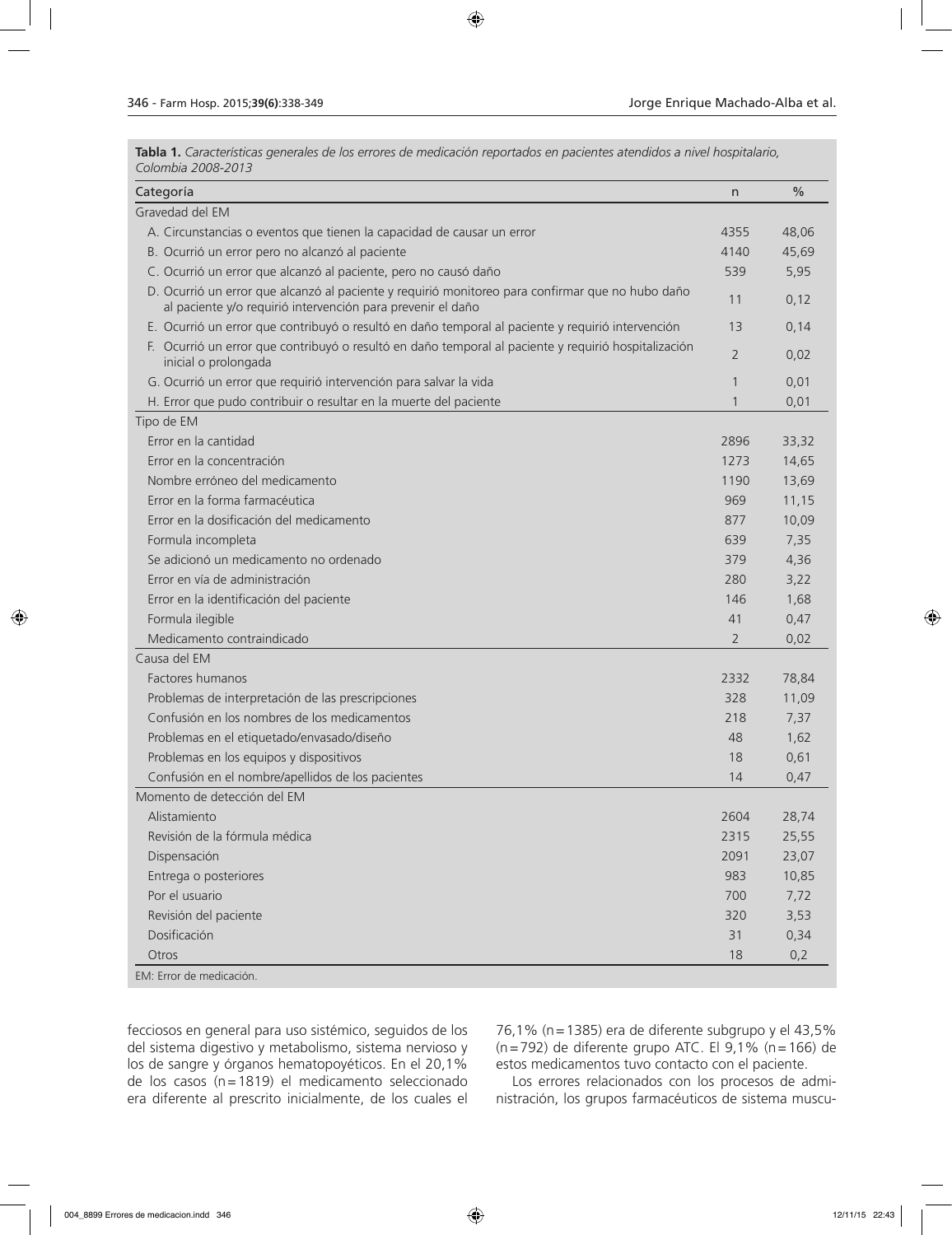**Tabla 1.** *Características generales de los errores de medicación reportados en pacientes atendidos a nivel hospitalario, Colombia 2008-2013*

| Categoría | n | % |
|---|---|---|
| Gravedad del EM | | |
| A. Circunstancias o eventos que tienen la capacidad de causar un error | 4355 | 48,06 |
| B. Ocurrió un error pero no alcanzó al paciente | 4140 | 45,69 |
| C. Ocurrió un error que alcanzó al paciente, pero no causó daño | 539 | 5,95 |
| D. Ocurrió un error que alcanzó al paciente y requirió monitoreo para confirmar que no hubo daño al paciente y/o requirió intervención para prevenir el daño | 11 | 0,12 |
| E. Ocurrió un error que contribuyó o resultó en daño temporal al paciente y requirió intervención | 13 | 0,14 |
| F. Ocurrió un error que contribuyó o resultó en daño temporal al paciente y requirió hospitalización inicial o prolongada | 2 | 0,02 |
| G. Ocurrió un error que requirió intervención para salvar la vida | 1 | 0,01 |
| H. Error que pudo contribuir o resultar en la muerte del paciente | 1 | 0,01 |
| Tipo de EM | | |
| Error en la cantidad | 2896 | 33,32 |
| Error en la concentración | 1273 | 14,65 |
| Nombre erróneo del medicamento | 1190 | 13,69 |
| Error en la forma farmacéutica | 969 | 11,15 |
| Error en la dosificación del medicamento | 877 | 10,09 |
| Formula incompleta | 639 | 7,35 |
| Se adicionó un medicamento no ordenado | 379 | 4,36 |
| Error en vía de administración | 280 | 3,22 |
| Error en la identificación del paciente | 146 | 1,68 |
| Formula ilegible | 41 | 0,47 |
| Medicamento contraindicado | 2 | 0,02 |
| Causa del EM | | |
| Factores humanos | 2332 | 78,84 |
| Problemas de interpretación de las prescripciones | 328 | 11,09 |
| Confusión en los nombres de los medicamentos | 218 | 7,37 |
| Problemas en el etiquetado/envasado/diseño | 48 | 1,62 |
| Problemas en los equipos y dispositivos | 18 | 0,61 |
| Confusión en el nombre/apellidos de los pacientes | 14 | 0,47 |
| Momento de detección del EM | | |
| Alistamiento | 2604 | 28,74 |
| Revisión de la fórmula médica | 2315 | 25,55 |
| Dispensación | 2091 | 23,07 |
| Entrega o posteriores | 983 | 10,85 |
| Por el usuario | 700 | 7,72 |
| Revisión del paciente | 320 | 3,53 |
| Dosificación | 31 | 0,34 |
| Otros | 18 | 0,2 |

EM: Error de medicación.

fecciosos en general para uso sistémico, seguidos de los del sistema digestivo y metabolismo, sistema nervioso y los de sangre y órganos hematopoyéticos. En el 20,1% de los casos (n=1819) el medicamento seleccionado era diferente al prescrito inicialmente, de los cuales el 76,1% (n=1385) era de diferente subgrupo y el 43,5% (n=792) de diferente grupo ATC. El 9,1% (n=166) de estos medicamentos tuvo contacto con el paciente.

Los errores relacionados con los procesos de administración, los grupos farmacéuticos de sistema muscu-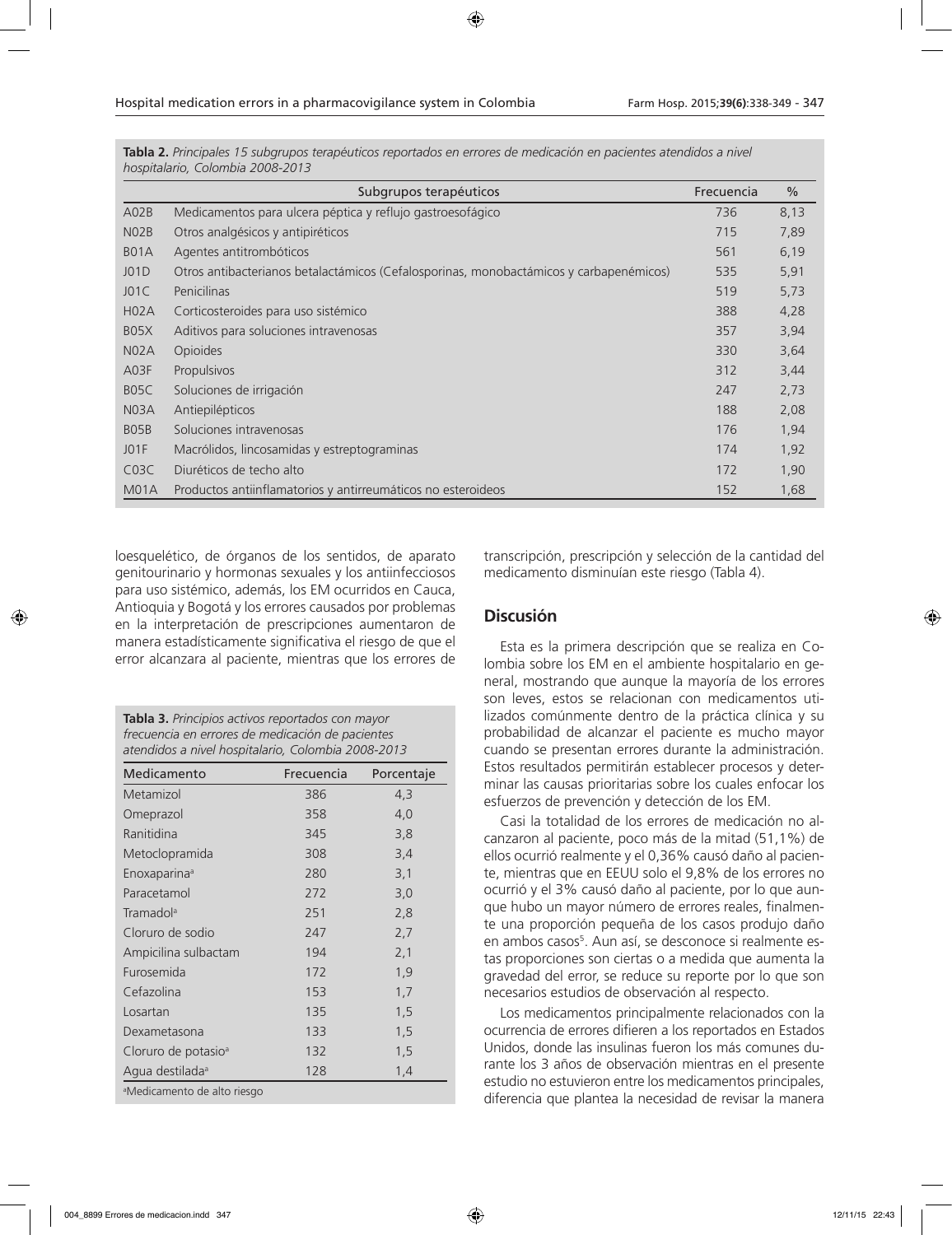**Tabla 2.** *Principales 15 subgrupos terapéuticos reportados en errores de medicación en pacientes atendidos a nivel hospitalario, Colombia 2008-2013*

| | Subgrupos terapéuticos | Frecuencia | % |
|---|---|---|---|
| A02B | Medicamentos para ulcera péptica y reflujo gastroesofágico | 736 | 8,13 |
| N02B | Otros analgésicos y antipiréticos | 715 | 7,89 |
| B01A | Agentes antitrombóticos | 561 | 6,19 |
| J01D | Otros antibacterianos betalactámicos (Cefalosporinas, monobactámicos y carbapenémicos) | 535 | 5,91 |
| J01C | Penicilinas | 519 | 5,73 |
| H02A | Corticosteroides para uso sistémico | 388 | 4,28 |
| B05X | Aditivos para soluciones intravenosas | 357 | 3,94 |
| N02A | Opioides | 330 | 3,64 |
| A03F | Propulsivos | 312 | 3,44 |
| B05C | Soluciones de irrigación | 247 | 2,73 |
| N03A | Antiepilépticos | 188 | 2,08 |
| B05B | Soluciones intravenosas | 176 | 1,94 |
| J01F | Macrólidos, lincosamidas y estreptograminas | 174 | 1,92 |
| C03C | Diuréticos de techo alto | 172 | 1,90 |
| M01A | Productos antiinflamatorios y antirreumáticos no esteroideos | 152 | 1,68 |

loesquelético, de órganos de los sentidos, de aparato genitourinario y hormonas sexuales y los antiinfecciosos para uso sistémico, además, los EM ocurridos en Cauca, Antioquia y Bogotá y los errores causados por problemas en la interpretación de prescripciones aumentaron de manera estadísticamente significativa el riesgo de que el error alcanzara al paciente, mientras que los errores de transcripción, prescripción y selección de la cantidad del medicamento disminuían este riesgo (Tabla 4).

**Tabla 3.** *Principios activos reportados con mayor frecuencia en errores de medicación de pacientes atendidos a nivel hospitalario, Colombia 2008-2013*

| Medicamento | Frecuencia | Porcentaje |
|---|---|---|
| Metamizol | 386 | 4,3 |
| Omeprazol | 358 | 4,0 |
| Ranitidina | 345 | 3,8 |
| Metoclopramida | 308 | 3,4 |
| Enoxaparina[a] | 280 | 3,1 |
| Paracetamol | 272 | 3,0 |
| Tramadol[a] | 251 | 2,8 |
| Cloruro de sodio | 247 | 2,7 |
| Ampicilina sulbactam | 194 | 2,1 |
| Furosemida | 172 | 1,9 |
| Cefazolina | 153 | 1,7 |
| Losartan | 135 | 1,5 |
| Dexametasona | 133 | 1,5 |
| Cloruro de potasio[a] | 132 | 1,5 |
| Agua destilada[a] | 128 | 1,4 |

[a]Medicamento de alto riesgo

## Discusión

Esta es la primera descripción que se realiza en Colombia sobre los EM en el ambiente hospitalario en general, mostrando que aunque la mayoría de los errores son leves, estos se relacionan con medicamentos utilizados comúnmente dentro de la práctica clínica y su probabilidad de alcanzar el paciente es mucho mayor cuando se presentan errores durante la administración. Estos resultados permitirán establecer procesos y determinar las causas prioritarias sobre los cuales enfocar los esfuerzos de prevención y detección de los EM.

Casi la totalidad de los errores de medicación no alcanzaron al paciente, poco más de la mitad (51,1%) de ellos ocurrió realmente y el 0,36% causó daño al paciente, mientras que en EEUU solo el 9,8% de los errores no ocurrió y el 3% causó daño al paciente, por lo que aunque hubo un mayor número de errores reales, finalmente una proporción pequeña de los casos produjo daño en ambos casos[5]. Aun así, se desconoce si realmente estas proporciones son ciertas o a medida que aumenta la gravedad del error, se reduce su reporte por lo que son necesarios estudios de observación al respecto.

Los medicamentos principalmente relacionados con la ocurrencia de errores difieren a los reportados en Estados Unidos, donde las insulinas fueron los más comunes durante los 3 años de observación mientras en el presente estudio no estuvieron entre los medicamentos principales, diferencia que plantea la necesidad de revisar la manera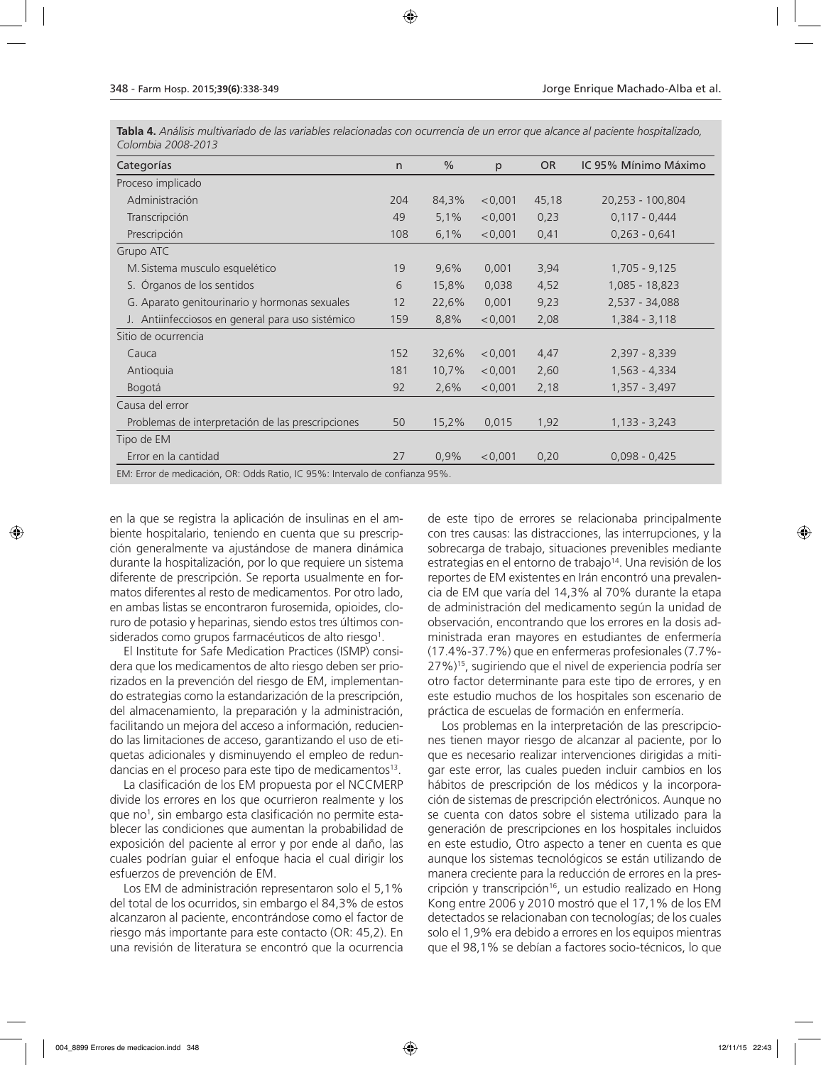**Tabla 4.** *Análisis multivariado de las variables relacionadas con ocurrencia de un error que alcance al paciente hospitalizado, Colombia 2008-2013*

| Categorías | n | % | p | OR | IC 95% Mínimo Máximo |
|---|---|---|---|---|---|
| Proceso implicado | | | | | |
| Administración | 204 | 84,3% | <0,001 | 45,18 | 20,253 - 100,804 |
| Transcripción | 49 | 5,1% | <0,001 | 0,23 | 0,117 - 0,444 |
| Prescripción | 108 | 6,1% | <0,001 | 0,41 | 0,263 - 0,641 |
| Grupo ATC | | | | | |
| M. Sistema musculo esquelético | 19 | 9,6% | 0,001 | 3,94 | 1,705 - 9,125 |
| S. Órganos de los sentidos | 6 | 15,8% | 0,038 | 4,52 | 1,085 - 18,823 |
| G. Aparato genitourinario y hormonas sexuales | 12 | 22,6% | 0,001 | 9,23 | 2,537 - 34,088 |
| J. Antiinfecciosos en general para uso sistémico | 159 | 8,8% | <0,001 | 2,08 | 1,384 - 3,118 |
| Sitio de ocurrencia | | | | | |
| Cauca | 152 | 32,6% | <0,001 | 4,47 | 2,397 - 8,339 |
| Antioquia | 181 | 10,7% | <0,001 | 2,60 | 1,563 - 4,334 |
| Bogotá | 92 | 2,6% | <0,001 | 2,18 | 1,357 - 3,497 |
| Causa del error | | | | | |
| Problemas de interpretación de las prescripciones | 50 | 15,2% | 0,015 | 1,92 | 1,133 - 3,243 |
| Tipo de EM | | | | | |
| Error en la cantidad | 27 | 0,9% | <0,001 | 0,20 | 0,098 - 0,425 |

EM: Error de medicación, OR: Odds Ratio, IC 95%: Intervalo de confianza 95%.

en la que se registra la aplicación de insulinas en el ambiente hospitalario, teniendo en cuenta que su prescripción generalmente va ajustándose de manera dinámica durante la hospitalización, por lo que requiere un sistema diferente de prescripción. Se reporta usualmente en formatos diferentes al resto de medicamentos. Por otro lado, en ambas listas se encontraron furosemida, opioides, cloruro de potasio y heparinas, siendo estos tres últimos considerados como grupos farmacéuticos de alto riesgo[1].

El Institute for Safe Medication Practices (ISMP) considera que los medicamentos de alto riesgo deben ser priorizados en la prevención del riesgo de EM, implementando estrategias como la estandarización de la prescripción, del almacenamiento, la preparación y la administración, facilitando un mejora del acceso a información, reduciendo las limitaciones de acceso, garantizando el uso de etiquetas adicionales y disminuyendo el empleo de redundancias en el proceso para este tipo de medicamentos[13].

La clasificación de los EM propuesta por el NCCMERP divide los errores en los que ocurrieron realmente y los que no[1], sin embargo esta clasificación no permite establecer las condiciones que aumentan la probabilidad de exposición del paciente al error y por ende al daño, las cuales podrían guiar el enfoque hacia el cual dirigir los esfuerzos de prevención de EM.

Los EM de administración representaron solo el 5,1% del total de los ocurridos, sin embargo el 84,3% de estos alcanzaron al paciente, encontrándose como el factor de riesgo más importante para este contacto (OR: 45,2). En una revisión de literatura se encontró que la ocurrencia de este tipo de errores se relacionaba principalmente con tres causas: las distracciones, las interrupciones, y la sobrecarga de trabajo, situaciones prevenibles mediante estrategias en el entorno de trabajo[14]. Una revisión de los reportes de EM existentes en Irán encontró una prevalencia de EM que varía del 14,3% al 70% durante la etapa de administración del medicamento según la unidad de observación, encontrando que los errores en la dosis administrada eran mayores en estudiantes de enfermería (17.4%-37.7%) que en enfermeras profesionales (7.7%-27%)[15], sugiriendo que el nivel de experiencia podría ser otro factor determinante para este tipo de errores, y en este estudio muchos de los hospitales son escenario de práctica de escuelas de formación en enfermería.

Los problemas en la interpretación de las prescripciones tienen mayor riesgo de alcanzar al paciente, por lo que es necesario realizar intervenciones dirigidas a mitigar este error, las cuales pueden incluir cambios en los hábitos de prescripción de los médicos y la incorporación de sistemas de prescripción electrónicos. Aunque no se cuenta con datos sobre el sistema utilizado para la generación de prescripciones en los hospitales incluidos en este estudio, Otro aspecto a tener en cuenta es que aunque los sistemas tecnológicos se están utilizando de manera creciente para la reducción de errores en la prescripción y transcripción[16], un estudio realizado en Hong Kong entre 2006 y 2010 mostró que el 17,1% de los EM detectados se relacionaban con tecnologías; de los cuales solo el 1,9% era debido a errores en los equipos mientras que el 98,1% se debían a factores socio-técnicos, lo que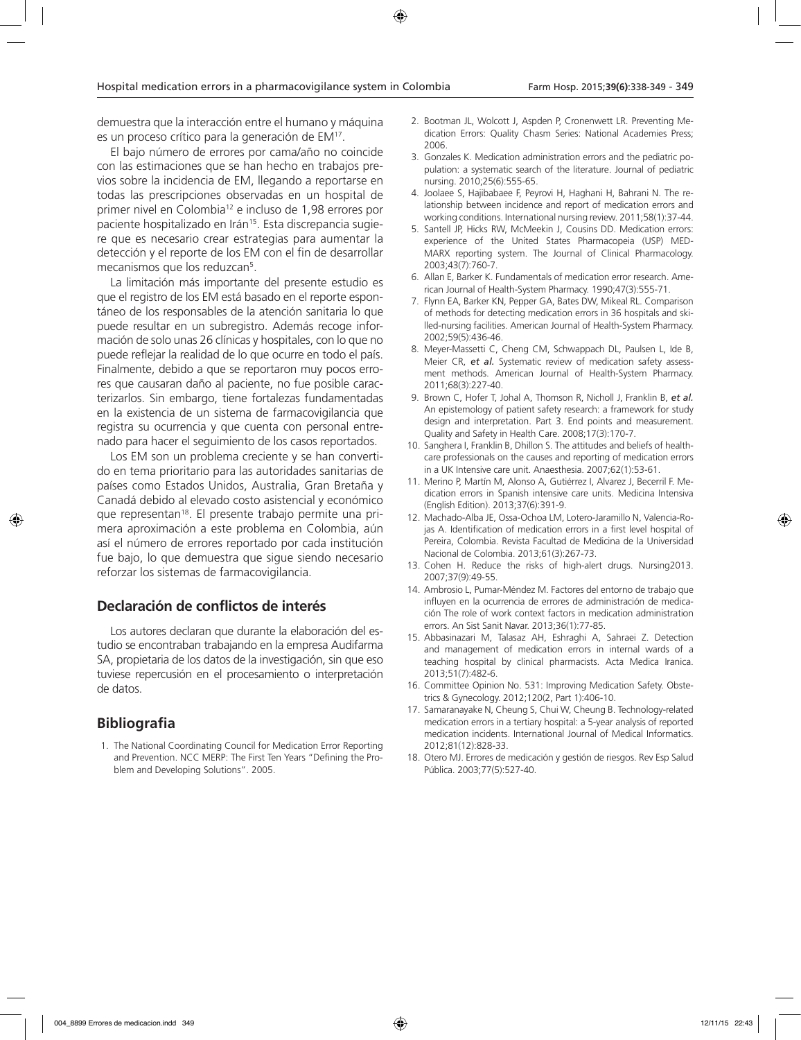demuestra que la interacción entre el humano y máquina es un proceso crítico para la generación de EM[17].

El bajo número de errores por cama/año no coincide con las estimaciones que se han hecho en trabajos previos sobre la incidencia de EM, llegando a reportarse en todas las prescripciones observadas en un hospital de primer nivel en Colombia[12] e incluso de 1,98 errores por paciente hospitalizado en Irán[15]. Esta discrepancia sugiere que es necesario crear estrategias para aumentar la detección y el reporte de los EM con el fin de desarrollar mecanismos que los reduzcan[5].

La limitación más importante del presente estudio es que el registro de los EM está basado en el reporte espontáneo de los responsables de la atención sanitaria lo que puede resultar en un subregistro. Además recoge información de solo unas 26 clínicas y hospitales, con lo que no puede reflejar la realidad de lo que ocurre en todo el país. Finalmente, debido a que se reportaron muy pocos errores que causaran daño al paciente, no fue posible caracterizarlos. Sin embargo, tiene fortalezas fundamentadas en la existencia de un sistema de farmacovigilancia que registra su ocurrencia y que cuenta con personal entrenado para hacer el seguimiento de los casos reportados.

Los EM son un problema creciente y se han convertido en tema prioritario para las autoridades sanitarias de países como Estados Unidos, Australia, Gran Bretaña y Canadá debido al elevado costo asistencial y económico que representan[18]. El presente trabajo permite una primera aproximación a este problema en Colombia, aún así el número de errores reportado por cada institución fue bajo, lo que demuestra que sigue siendo necesario reforzar los sistemas de farmacovigilancia.

## Declaración de conflictos de interés

Los autores declaran que durante la elaboración del estudio se encontraban trabajando en la empresa Audifarma SA, propietaria de los datos de la investigación, sin que eso tuviese repercusión en el procesamiento o interpretación de datos.

## Bibliografia

1. The National Coordinating Council for Medication Error Reporting and Prevention. NCC MERP: The First Ten Years "Defining the Problem and Developing Solutions". 2005.
2. Bootman JL, Wolcott J, Aspden P, Cronenwett LR. Preventing Medication Errors: Quality Chasm Series: National Academies Press; 2006.
3. Gonzales K. Medication administration errors and the pediatric population: a systematic search of the literature. Journal of pediatric nursing. 2010;25(6):555-65.
4. Joolaee S, Hajibabaee F, Peyrovi H, Haghani H, Bahrani N. The relationship between incidence and report of medication errors and working conditions. International nursing review. 2011;58(1):37-44.
5. Santell JP, Hicks RW, McMeekin J, Cousins DD. Medication errors: experience of the United States Pharmacopeia (USP) MEDMARX reporting system. The Journal of Clinical Pharmacology. 2003;43(7):760-7.
6. Allan E, Barker K. Fundamentals of medication error research. American Journal of Health-System Pharmacy. 1990;47(3):555-71.
7. Flynn EA, Barker KN, Pepper GA, Bates DW, Mikeal RL. Comparison of methods for detecting medication errors in 36 hospitals and skilled-nursing facilities. American Journal of Health-System Pharmacy. 2002;59(5):436-46.
8. Meyer-Massetti C, Cheng CM, Schwappach DL, Paulsen L, Ide B, Meier CR, *et al.* Systematic review of medication safety assessment methods. American Journal of Health-System Pharmacy. 2011;68(3):227-40.
9. Brown C, Hofer T, Johal A, Thomson R, Nicholl J, Franklin B, *et al.* An epistemology of patient safety research: a framework for study design and interpretation. Part 3. End points and measurement. Quality and Safety in Health Care. 2008;17(3):170-7.
10. Sanghera I, Franklin B, Dhillon S. The attitudes and beliefs of healthcare professionals on the causes and reporting of medication errors in a UK Intensive care unit. Anaesthesia. 2007;62(1):53-61.
11. Merino P, Martín M, Alonso A, Gutiérrez I, Alvarez J, Becerril F. Medication errors in Spanish intensive care units. Medicina Intensiva (English Edition). 2013;37(6):391-9.
12. Machado-Alba JE, Ossa-Ochoa LM, Lotero-Jaramillo N, Valencia-Rojas A. Identification of medication errors in a first level hospital of Pereira, Colombia. Revista Facultad de Medicina de la Universidad Nacional de Colombia. 2013;61(3):267-73.
13. Cohen H. Reduce the risks of high-alert drugs. Nursing2013. 2007;37(9):49-55.
14. Ambrosio L, Pumar-Méndez M. Factores del entorno de trabajo que influyen en la ocurrencia de errores de administración de medicación The role of work context factors in medication administration errors. An Sist Sanit Navar. 2013;36(1):77-85.
15. Abbasinazari M, Talasaz AH, Eshraghi A, Sahraei Z. Detection and management of medication errors in internal wards of a teaching hospital by clinical pharmacists. Acta Medica Iranica. 2013;51(7):482-6.
16. Committee Opinion No. 531: Improving Medication Safety. Obstetrics & Gynecology. 2012;120(2, Part 1):406-10.
17. Samaranayake N, Cheung S, Chui W, Cheung B. Technology-related medication errors in a tertiary hospital: a 5-year analysis of reported medication incidents. International Journal of Medical Informatics. 2012;81(12):828-33.
18. Otero MJ. Errores de medicación y gestión de riesgos. Rev Esp Salud Pública. 2003;77(5):527-40.